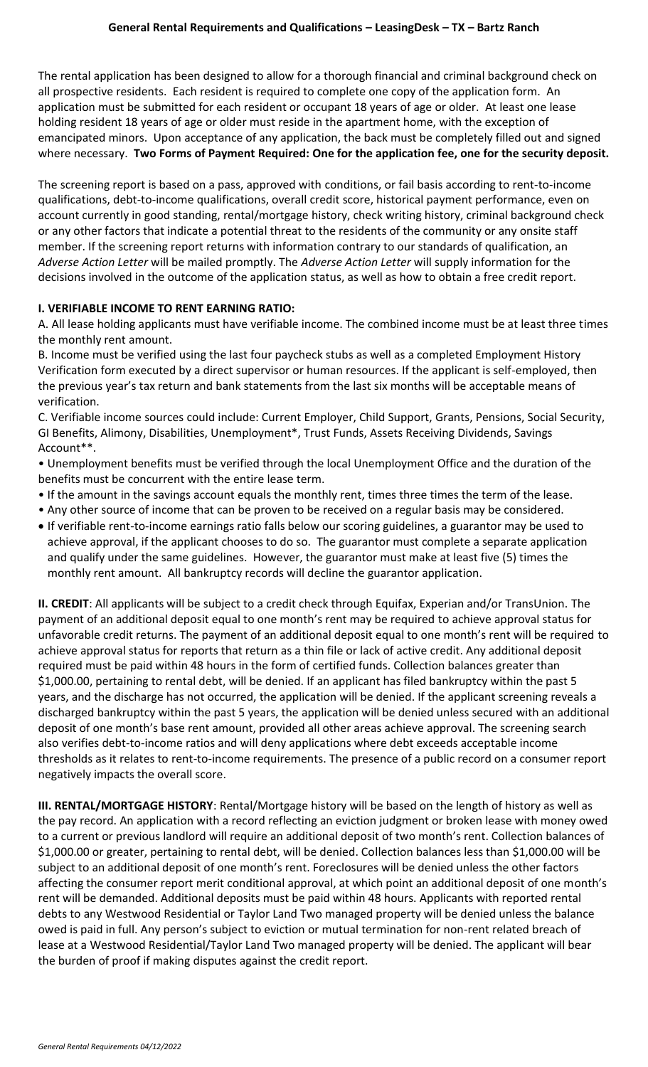**General Rental Requirements and Qualifications – LeasingDesk – TX – Bartz Ranch**

The rental application has been designed to allow for a thorough financial and criminal background check on all prospective residents. Each resident is required to complete one copy of the application form. An application must be submitted for each resident or occupant 18 years of age or older. At least one lease holding resident 18 years of age or older must reside in the apartment home, with the exception of emancipated minors. Upon acceptance of any application, the back must be completely filled out and signed where necessary. **Two Forms of Payment Required: One for the application fee, one for the security deposit.**

The screening report is based on a pass, approved with conditions, or fail basis according to rent-to-income qualifications, debt-to-income qualifications, overall credit score, historical payment performance, even on account currently in good standing, rental/mortgage history, check writing history, criminal background check or any other factors that indicate a potential threat to the residents of the community or any onsite staff member. If the screening report returns with information contrary to our standards of qualification, an *Adverse Action Letter* will be mailed promptly. The *Adverse Action Letter* will supply information for the decisions involved in the outcome of the application status, as well as how to obtain a free credit report.

**I. VERIFIABLE INCOME TO RENT EARNING RATIO:**

A. All lease holding applicants must have verifiable income. The combined income must be at least three times the monthly rent amount.

B. Income must be verified using the last four paycheck stubs as well as a completed Employment History Verification form executed by a direct supervisor or human resources. If the applicant is self-employed, then the previous year's tax return and bank statements from the last six months will be acceptable means of verification.

C. Verifiable income sources could include: Current Employer, Child Support, Grants, Pensions, Social Security, GI Benefits, Alimony, Disabilities, Unemployment*, Trust Funds, Assets Receiving Dividends, Savings Account**.

- Unemployment benefits must be verified through the local Unemployment Office and the duration of the benefits must be concurrent with the entire lease term.
- If the amount in the savings account equals the monthly rent, times three times the term of the lease.
- Any other source of income that can be proven to be received on a regular basis may be considered.
- If verifiable rent-to-income earnings ratio falls below our scoring guidelines, a guarantor may be used to achieve approval, if the applicant chooses to do so. The guarantor must complete a separate application and qualify under the same guidelines. However, the guarantor must make at least five (5) times the monthly rent amount. All bankruptcy records will decline the guarantor application.

**II. CREDIT**: All applicants will be subject to a credit check through Equifax, Experian and/or TransUnion. The payment of an additional deposit equal to one month's rent may be required to achieve approval status for unfavorable credit returns. The payment of an additional deposit equal to one month's rent will be required to achieve approval status for reports that return as a thin file or lack of active credit. Any additional deposit required must be paid within 48 hours in the form of certified funds. Collection balances greater than $1,000.00, pertaining to rental debt, will be denied. If an applicant has filed bankruptcy within the past 5 years, and the discharge has not occurred, the application will be denied. If the applicant screening reveals a discharged bankruptcy within the past 5 years, the application will be denied unless secured with an additional deposit of one month's base rent amount, provided all other areas achieve approval. The screening search also verifies debt-to-income ratios and will deny applications where debt exceeds acceptable income thresholds as it relates to rent-to-income requirements. The presence of a public record on a consumer report negatively impacts the overall score.

**III. RENTAL/MORTGAGE HISTORY**: Rental/Mortgage history will be based on the length of history as well as the pay record. An application with a record reflecting an eviction judgment or broken lease with money owed to a current or previous landlord will require an additional deposit of two month's rent. Collection balances of $1,000.00 or greater, pertaining to rental debt, will be denied. Collection balances less than $1,000.00 will be subject to an additional deposit of one month's rent. Foreclosures will be denied unless the other factors affecting the consumer report merit conditional approval, at which point an additional deposit of one month's rent will be demanded. Additional deposits must be paid within 48 hours. Applicants with reported rental debts to any Westwood Residential or Taylor Land Two managed property will be denied unless the balance owed is paid in full. Any person's subject to eviction or mutual termination for non-rent related breach of lease at a Westwood Residential/Taylor Land Two managed property will be denied. The applicant will bear the burden of proof if making disputes against the credit report.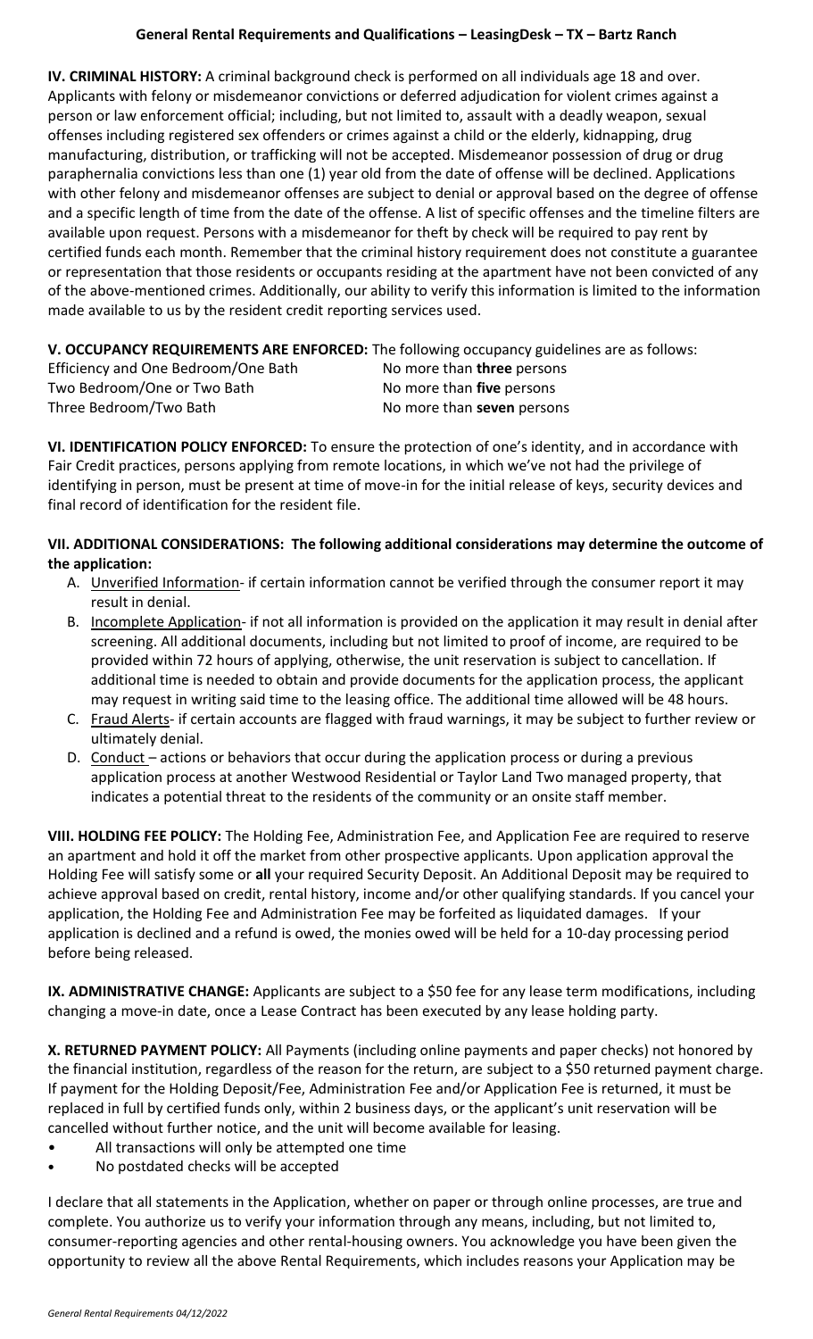**General Rental Requirements and Qualifications – LeasingDesk – TX – Bartz Ranch**

**IV. CRIMINAL HISTORY:** A criminal background check is performed on all individuals age 18 and over. Applicants with felony or misdemeanor convictions or deferred adjudication for violent crimes against a person or law enforcement official; including, but not limited to, assault with a deadly weapon, sexual offenses including registered sex offenders or crimes against a child or the elderly, kidnapping, drug manufacturing, distribution, or trafficking will not be accepted. Misdemeanor possession of drug or drug paraphernalia convictions less than one (1) year old from the date of offense will be declined. Applications with other felony and misdemeanor offenses are subject to denial or approval based on the degree of offense and a specific length of time from the date of the offense. A list of specific offenses and the timeline filters are available upon request. Persons with a misdemeanor for theft by check will be required to pay rent by certified funds each month. Remember that the criminal history requirement does not constitute a guarantee or representation that those residents or occupants residing at the apartment have not been convicted of any of the above-mentioned crimes. Additionally, our ability to verify this information is limited to the information made available to us by the resident credit reporting services used.

**V. OCCUPANCY REQUIREMENTS ARE ENFORCED:** The following occupancy guidelines are as follows:

| | |
|---|---|
| Efficiency and One Bedroom/One Bath | No more than **three** persons |
| Two Bedroom/One or Two Bath | No more than **five** persons |
| Three Bedroom/Two Bath | No more than **seven** persons |

**VI. IDENTIFICATION POLICY ENFORCED:** To ensure the protection of one's identity, and in accordance with Fair Credit practices, persons applying from remote locations, in which we've not had the privilege of identifying in person, must be present at time of move-in for the initial release of keys, security devices and final record of identification for the resident file.

**VII. ADDITIONAL CONSIDERATIONS: The following additional considerations may determine the outcome of the application:**

A. Unverified Information- if certain information cannot be verified through the consumer report it may result in denial.
B. Incomplete Application- if not all information is provided on the application it may result in denial after screening. All additional documents, including but not limited to proof of income, are required to be provided within 72 hours of applying, otherwise, the unit reservation is subject to cancellation. If additional time is needed to obtain and provide documents for the application process, the applicant may request in writing said time to the leasing office. The additional time allowed will be 48 hours.
C. Fraud Alerts- if certain accounts are flagged with fraud warnings, it may be subject to further review or ultimately denial.
D. Conduct – actions or behaviors that occur during the application process or during a previous application process at another Westwood Residential or Taylor Land Two managed property, that indicates a potential threat to the residents of the community or an onsite staff member.

**VIII. HOLDING FEE POLICY:** The Holding Fee, Administration Fee, and Application Fee are required to reserve an apartment and hold it off the market from other prospective applicants. Upon application approval the Holding Fee will satisfy some or **all** your required Security Deposit. An Additional Deposit may be required to achieve approval based on credit, rental history, income and/or other qualifying standards. If you cancel your application, the Holding Fee and Administration Fee may be forfeited as liquidated damages. If your application is declined and a refund is owed, the monies owed will be held for a 10-day processing period before being released.

**IX. ADMINISTRATIVE CHANGE:** Applicants are subject to a $50 fee for any lease term modifications, including changing a move-in date, once a Lease Contract has been executed by any lease holding party.

**X. RETURNED PAYMENT POLICY:** All Payments (including online payments and paper checks) not honored by the financial institution, regardless of the reason for the return, are subject to a $50 returned payment charge. If payment for the Holding Deposit/Fee, Administration Fee and/or Application Fee is returned, it must be replaced in full by certified funds only, within 2 business days, or the applicant's unit reservation will be cancelled without further notice, and the unit will become available for leasing.

- All transactions will only be attempted one time
- No postdated checks will be accepted

I declare that all statements in the Application, whether on paper or through online processes, are true and complete. You authorize us to verify your information through any means, including, but not limited to, consumer-reporting agencies and other rental-housing owners. You acknowledge you have been given the opportunity to review all the above Rental Requirements, which includes reasons your Application may be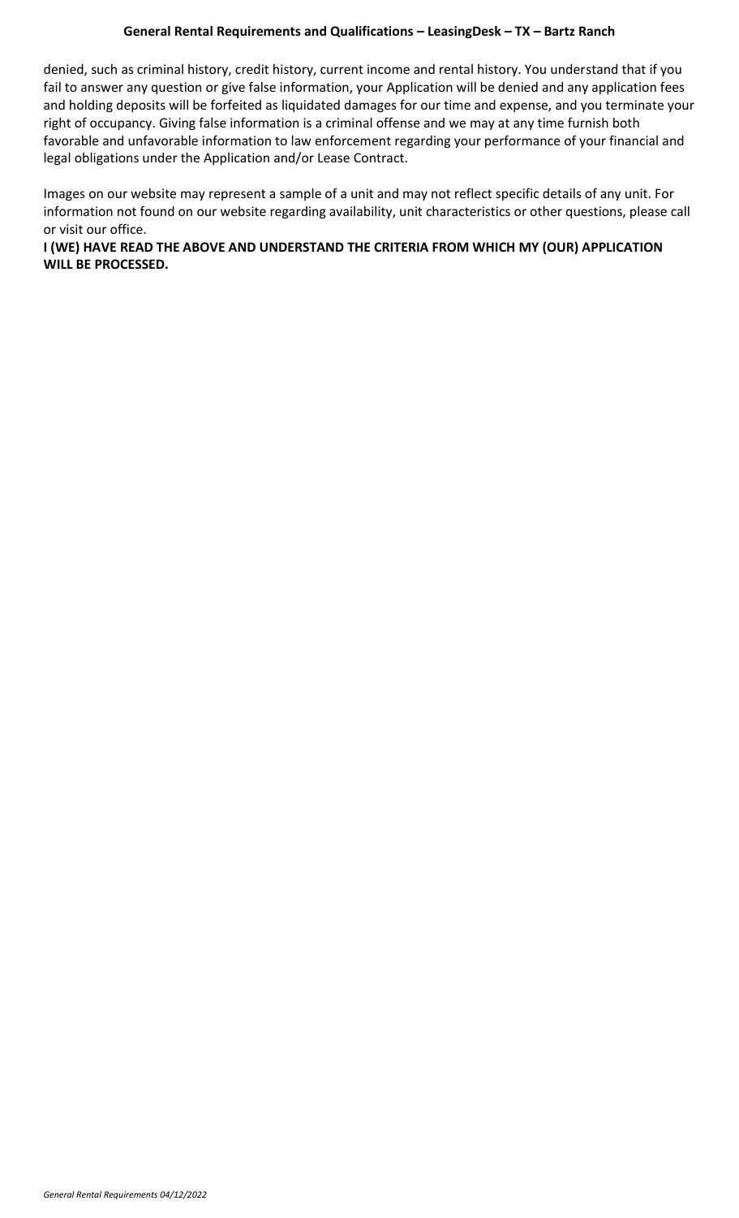denied, such as criminal history, credit history, current income and rental history. You understand that if you fail to answer any question or give false information, your Application will be denied and any application fees and holding deposits will be forfeited as liquidated damages for our time and expense, and you terminate your right of occupancy. Giving false information is a criminal offense and we may at any time furnish both favorable and unfavorable information to law enforcement regarding your performance of your financial and legal obligations under the Application and/or Lease Contract.

Images on our website may represent a sample of a unit and may not reflect specific details of any unit. For information not found on our website regarding availability, unit characteristics or other questions, please call or visit our office.

**I (WE) HAVE READ THE ABOVE AND UNDERSTAND THE CRITERIA FROM WHICH MY (OUR) APPLICATION WILL BE PROCESSED.**